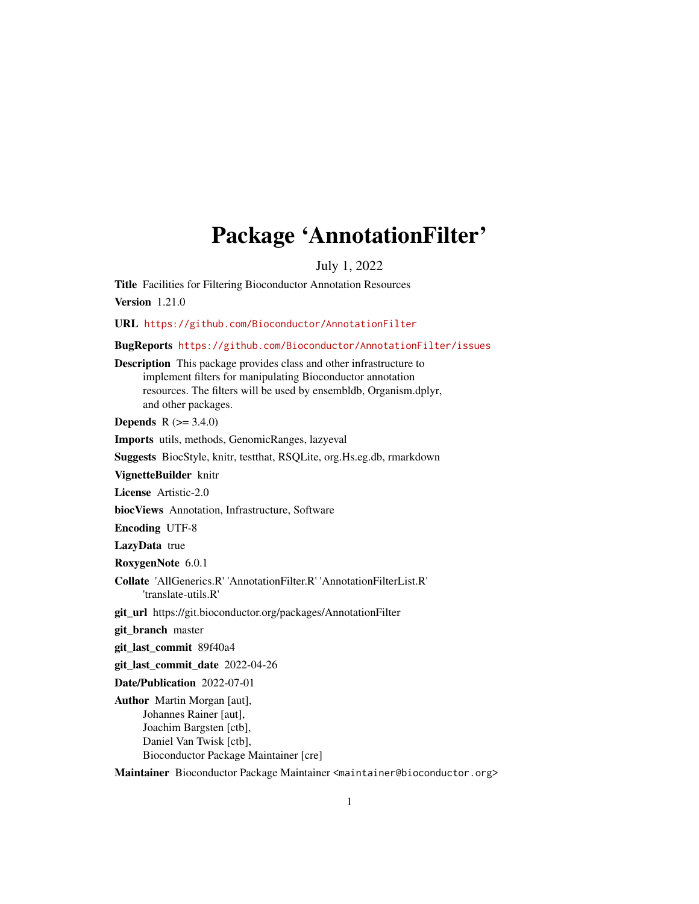# Package 'AnnotationFilter'

July 1, 2022

**Title** Facilities for Filtering Bioconductor Annotation Resources

**Version** 1.21.0

**URL** https://github.com/Bioconductor/AnnotationFilter

**BugReports** https://github.com/Bioconductor/AnnotationFilter/issues

**Description** This package provides class and other infrastructure to implement filters for manipulating Bioconductor annotation resources. The filters will be used by ensembldb, Organism.dplyr, and other packages.

**Depends** R (>= 3.4.0)

**Imports** utils, methods, GenomicRanges, lazyeval

**Suggests** BiocStyle, knitr, testthat, RSQLite, org.Hs.eg.db, rmarkdown

**VignetteBuilder** knitr

**License** Artistic-2.0

**biocViews** Annotation, Infrastructure, Software

**Encoding** UTF-8

**LazyData** true

**RoxygenNote** 6.0.1

**Collate** 'AllGenerics.R' 'AnnotationFilter.R' 'AnnotationFilterList.R' 'translate-utils.R'

**git_url** https://git.bioconductor.org/packages/AnnotationFilter

**git_branch** master

**git_last_commit** 89f40a4

**git_last_commit_date** 2022-04-26

**Date/Publication** 2022-07-01

**Author** Martin Morgan [aut],
Johannes Rainer [aut],
Joachim Bargsten [ctb],
Daniel Van Twisk [ctb],
Bioconductor Package Maintainer [cre]

**Maintainer** Bioconductor Package Maintainer <maintainer@bioconductor.org>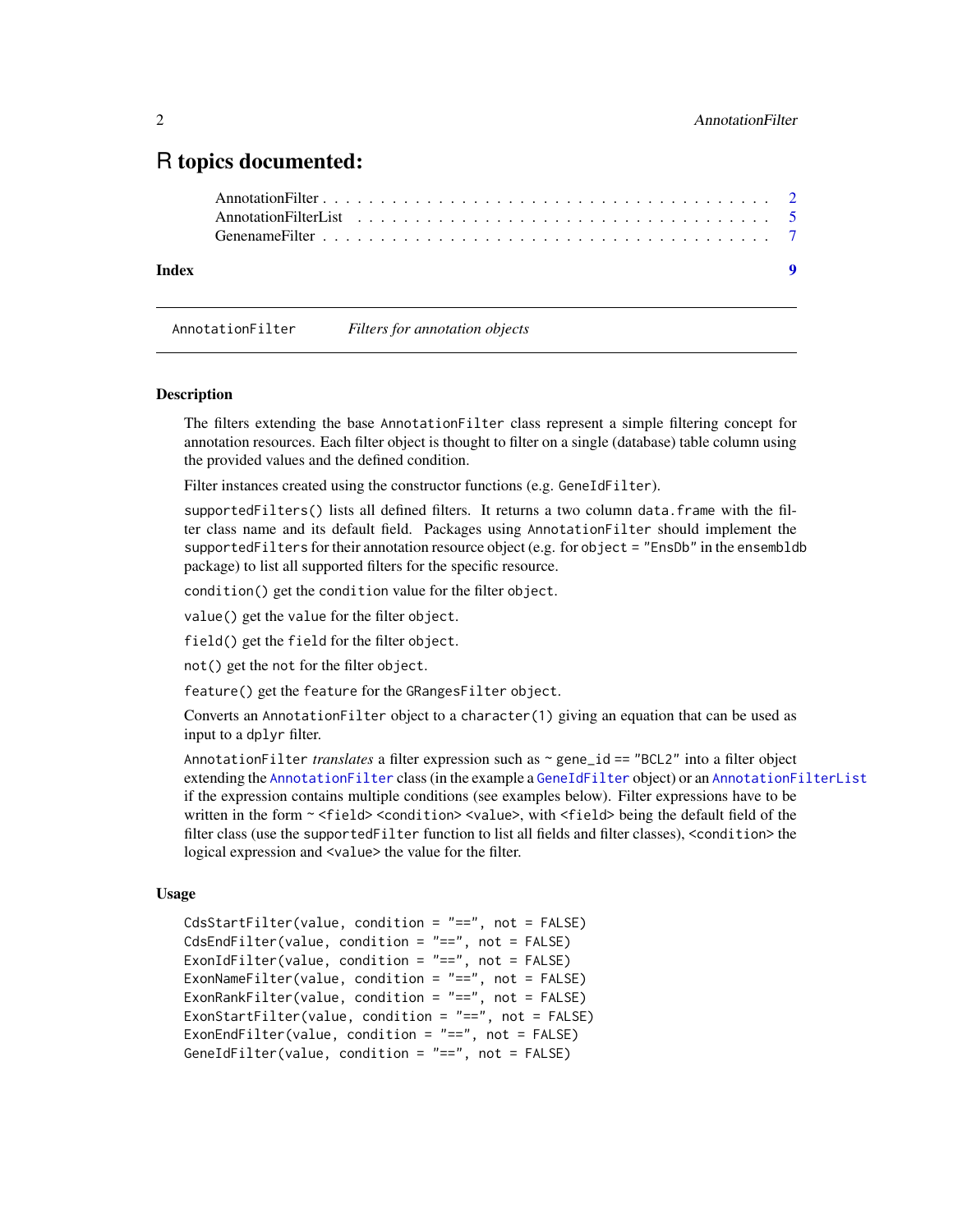# R topics documented:

AnnotationFilter . . . . . . . . . . . . . . . . . . . . . . . . . . . . . . . . . . . . 2
AnnotationFilterList . . . . . . . . . . . . . . . . . . . . . . . . . . . . . . . . . . 5
GenenameFilter . . . . . . . . . . . . . . . . . . . . . . . . . . . . . . . . . . . . 7

**Index** **9**

---

`AnnotationFilter` *Filters for annotation objects*

---

### Description

The filters extending the base `AnnotationFilter` class represent a simple filtering concept for annotation resources. Each filter object is thought to filter on a single (database) table column using the provided values and the defined condition.

Filter instances created using the constructor functions (e.g. `GeneIdFilter`).

`supportedFilters()` lists all defined filters. It returns a two column `data.frame` with the filter class name and its default field. Packages using `AnnotationFilter` should implement the `supportedFilters` for their annotation resource object (e.g. for `object = "EnsDb"` in the `ensembldb` package) to list all supported filters for the specific resource.

`condition()` get the `condition` value for the filter `object`.

`value()` get the `value` for the filter `object`.

`field()` get the `field` for the filter `object`.

`not()` get the `not` for the filter `object`.

`feature()` get the `feature` for the `GRangesFilter` `object`.

Converts an `AnnotationFilter` object to a `character(1)` giving an equation that can be used as input to a `dplyr` filter.

`AnnotationFilter` *translates* a filter expression such as `~ gene_id == "BCL2"` into a filter object extending the `AnnotationFilter` class (in the example a `GeneIdFilter` object) or an `AnnotationFilterList` if the expression contains multiple conditions (see examples below). Filter expressions have to be written in the form `~ <field> <condition> <value>`, with `<field>` being the default field of the filter class (use the `supportedFilter` function to list all fields and filter classes), `<condition>` the logical expression and `<value>` the value for the filter.

### Usage

```
CdsStartFilter(value, condition = "==", not = FALSE)
CdsEndFilter(value, condition = "==", not = FALSE)
ExonIdFilter(value, condition = "==", not = FALSE)
ExonNameFilter(value, condition = "==", not = FALSE)
ExonRankFilter(value, condition = "==", not = FALSE)
ExonStartFilter(value, condition = "==", not = FALSE)
ExonEndFilter(value, condition = "==", not = FALSE)
GeneIdFilter(value, condition = "==", not = FALSE)
```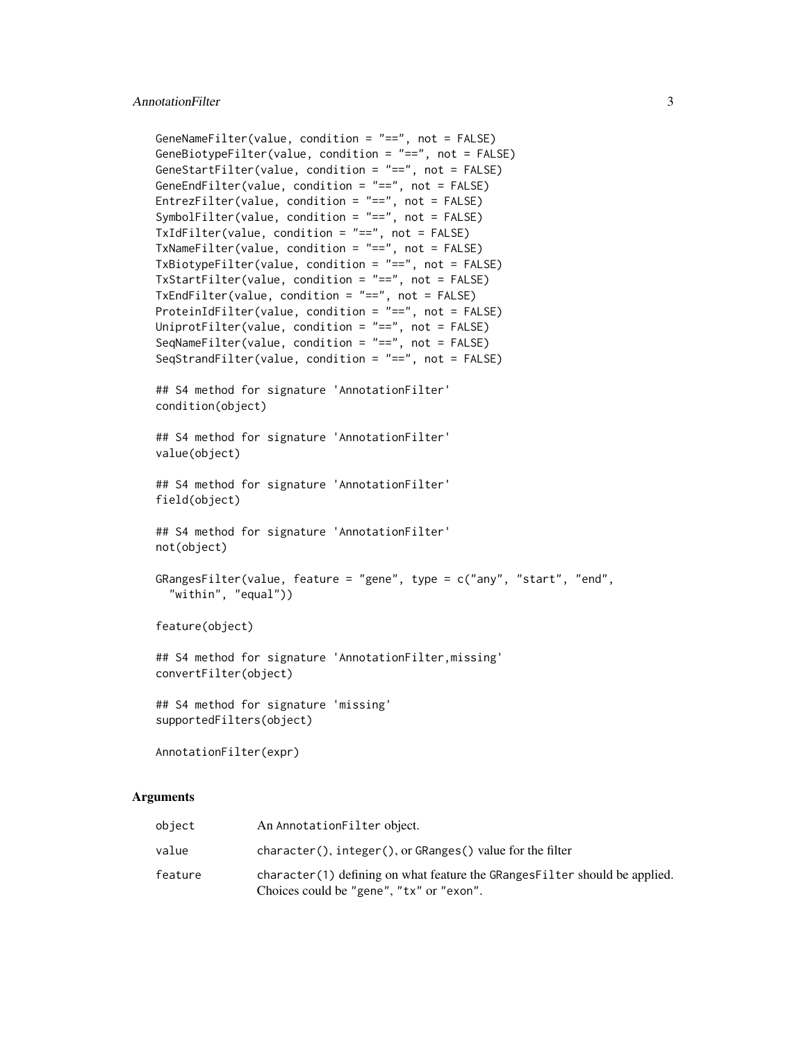```
GeneNameFilter(value, condition = "==", not = FALSE)
GeneBiotypeFilter(value, condition = "==", not = FALSE)
GeneStartFilter(value, condition = "==", not = FALSE)
GeneEndFilter(value, condition = "==", not = FALSE)
EntrezFilter(value, condition = "==", not = FALSE)
SymbolFilter(value, condition = "==", not = FALSE)
TxIdFilter(value, condition = "==", not = FALSE)
TxNameFilter(value, condition = "==", not = FALSE)
TxBiotypeFilter(value, condition = "==", not = FALSE)
TxStartFilter(value, condition = "==", not = FALSE)
TxEndFilter(value, condition = "==", not = FALSE)
ProteinIdFilter(value, condition = "==", not = FALSE)
UniprotFilter(value, condition = "==", not = FALSE)
SeqNameFilter(value, condition = "==", not = FALSE)
SeqStrandFilter(value, condition = "==", not = FALSE)

## S4 method for signature 'AnnotationFilter'
condition(object)

## S4 method for signature 'AnnotationFilter'
value(object)

## S4 method for signature 'AnnotationFilter'
field(object)

## S4 method for signature 'AnnotationFilter'
not(object)

GRangesFilter(value, feature = "gene", type = c("any", "start", "end",
  "within", "equal"))

feature(object)

## S4 method for signature 'AnnotationFilter,missing'
convertFilter(object)

## S4 method for signature 'missing'
supportedFilters(object)

AnnotationFilter(expr)
```

## Arguments

| | |
|---|---|
| `object` | An `AnnotationFilter` object. |
| `value` | `character()`, `integer()`, or `GRanges()` value for the filter |
| `feature` | `character(1)` defining on what feature the `GRangesFilter` should be applied. Choices could be `"gene"`, `"tx"` or `"exon"`. |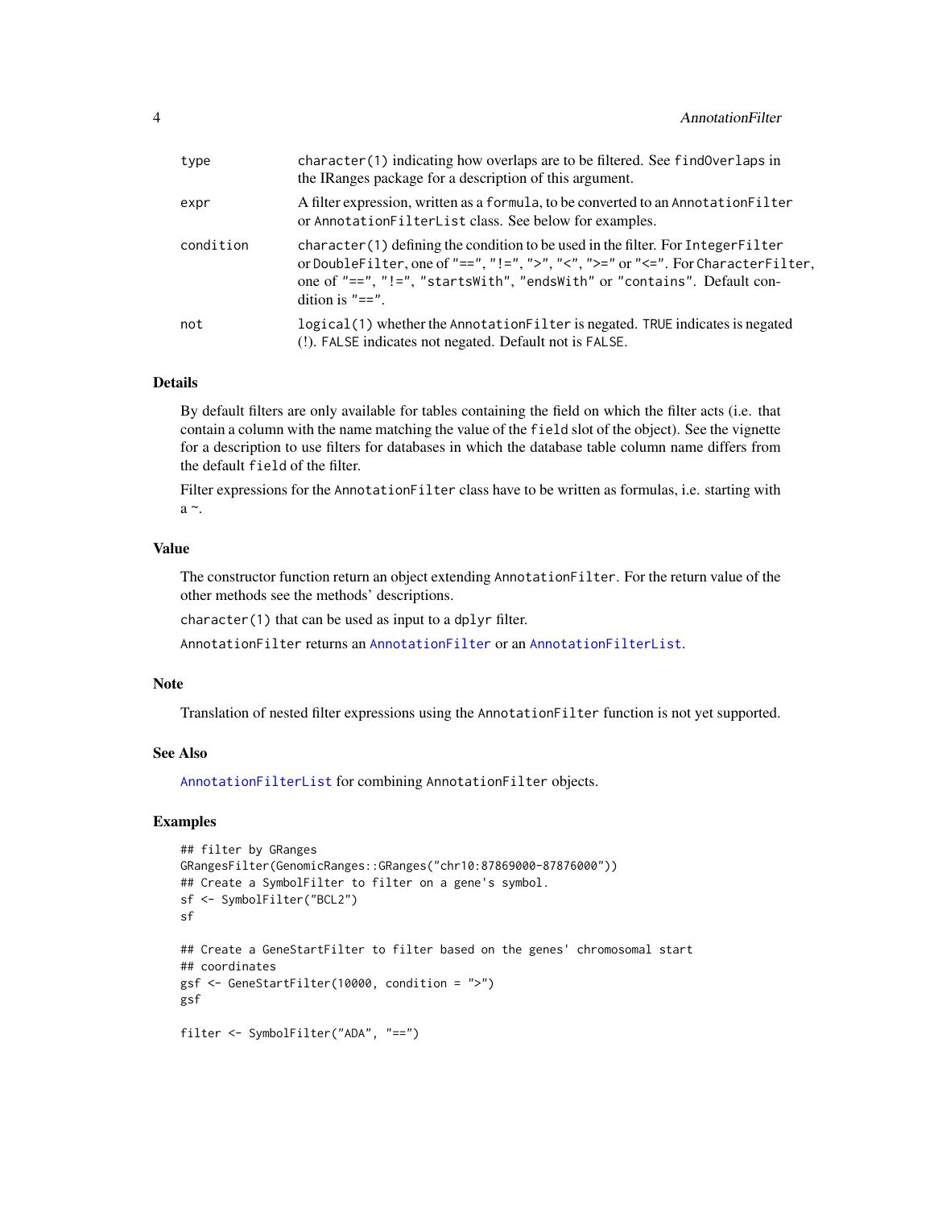| | |
|---|---|
| type | character(1) indicating how overlaps are to be filtered. See findOverlaps in the IRanges package for a description of this argument. |
| expr | A filter expression, written as a formula, to be converted to an AnnotationFilter or AnnotationFilterList class. See below for examples. |
| condition | character(1) defining the condition to be used in the filter. For IntegerFilter or DoubleFilter, one of "==", "!=", ">", "<", ">=" or "<=". For CharacterFilter, one of "==", "!=", "startsWith", "endsWith" or "contains". Default condition is "==". |
| not | logical(1) whether the AnnotationFilter is negated. TRUE indicates is negated (!). FALSE indicates not negated. Default not is FALSE. |

## Details

By default filters are only available for tables containing the field on which the filter acts (i.e. that contain a column with the name matching the value of the field slot of the object). See the vignette for a description to use filters for databases in which the database table column name differs from the default field of the filter.

Filter expressions for the AnnotationFilter class have to be written as formulas, i.e. starting with a ~.

## Value

The constructor function return an object extending AnnotationFilter. For the return value of the other methods see the methods' descriptions.

character(1) that can be used as input to a dplyr filter.

AnnotationFilter returns an AnnotationFilter or an AnnotationFilterList.

## Note

Translation of nested filter expressions using the AnnotationFilter function is not yet supported.

## See Also

AnnotationFilterList for combining AnnotationFilter objects.

## Examples

```
## filter by GRanges
GRangesFilter(GenomicRanges::GRanges("chr10:87869000-87876000"))
## Create a SymbolFilter to filter on a gene's symbol.
sf <- SymbolFilter("BCL2")
sf

## Create a GeneStartFilter to filter based on the genes' chromosomal start
## coordinates
gsf <- GeneStartFilter(10000, condition = ">")
gsf

filter <- SymbolFilter("ADA", "==")
```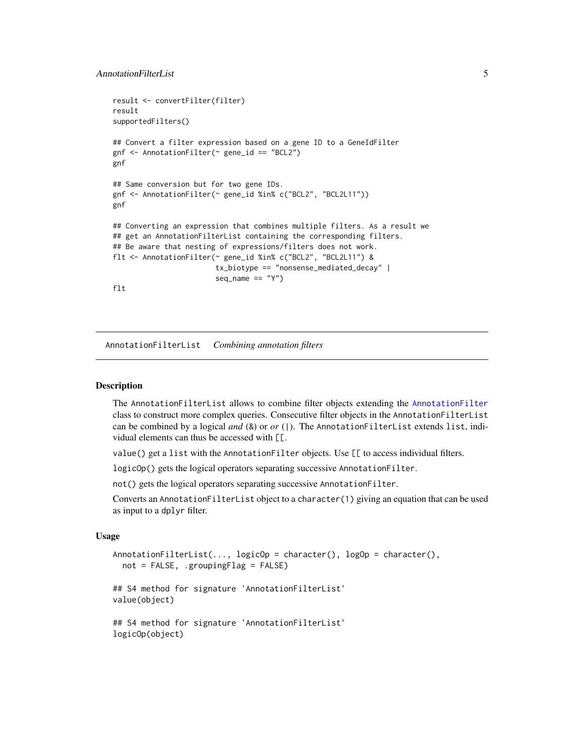```
result <- convertFilter(filter)
result
supportedFilters()

## Convert a filter expression based on a gene ID to a GeneIdFilter
gnf <- AnnotationFilter(~ gene_id == "BCL2")
gnf

## Same conversion but for two gene IDs.
gnf <- AnnotationFilter(~ gene_id %in% c("BCL2", "BCL2L11"))
gnf

## Converting an expression that combines multiple filters. As a result we
## get an AnnotationFilterList containing the corresponding filters.
## Be aware that nesting of expressions/filters does not work.
flt <- AnnotationFilter(~ gene_id %in% c("BCL2", "BCL2L11") &
                        tx_biotype == "nonsense_mediated_decay" |
                        seq_name == "Y")
flt
```

## AnnotationFilterList *Combining annotation filters*

### Description

The `AnnotationFilterList` allows to combine filter objects extending the `AnnotationFilter` class to construct more complex queries. Consecutive filter objects in the `AnnotationFilterList` can be combined by a logical *and* (`&`) or *or* (`|`). The `AnnotationFilterList` extends `list`, individual elements can thus be accessed with `[[`.

`value()` get a `list` with the `AnnotationFilter` objects. Use `[[` to access individual filters.

`logicOp()` gets the logical operators separating successive `AnnotationFilter`.

`not()` gets the logical operators separating successive `AnnotationFilter`.

Converts an `AnnotationFilterList` object to a `character(1)` giving an equation that can be used as input to a `dplyr` filter.

### Usage

```
AnnotationFilterList(..., logicOp = character(), logOp = character(),
  not = FALSE, .groupingFlag = FALSE)

## S4 method for signature 'AnnotationFilterList'
value(object)

## S4 method for signature 'AnnotationFilterList'
logicOp(object)
```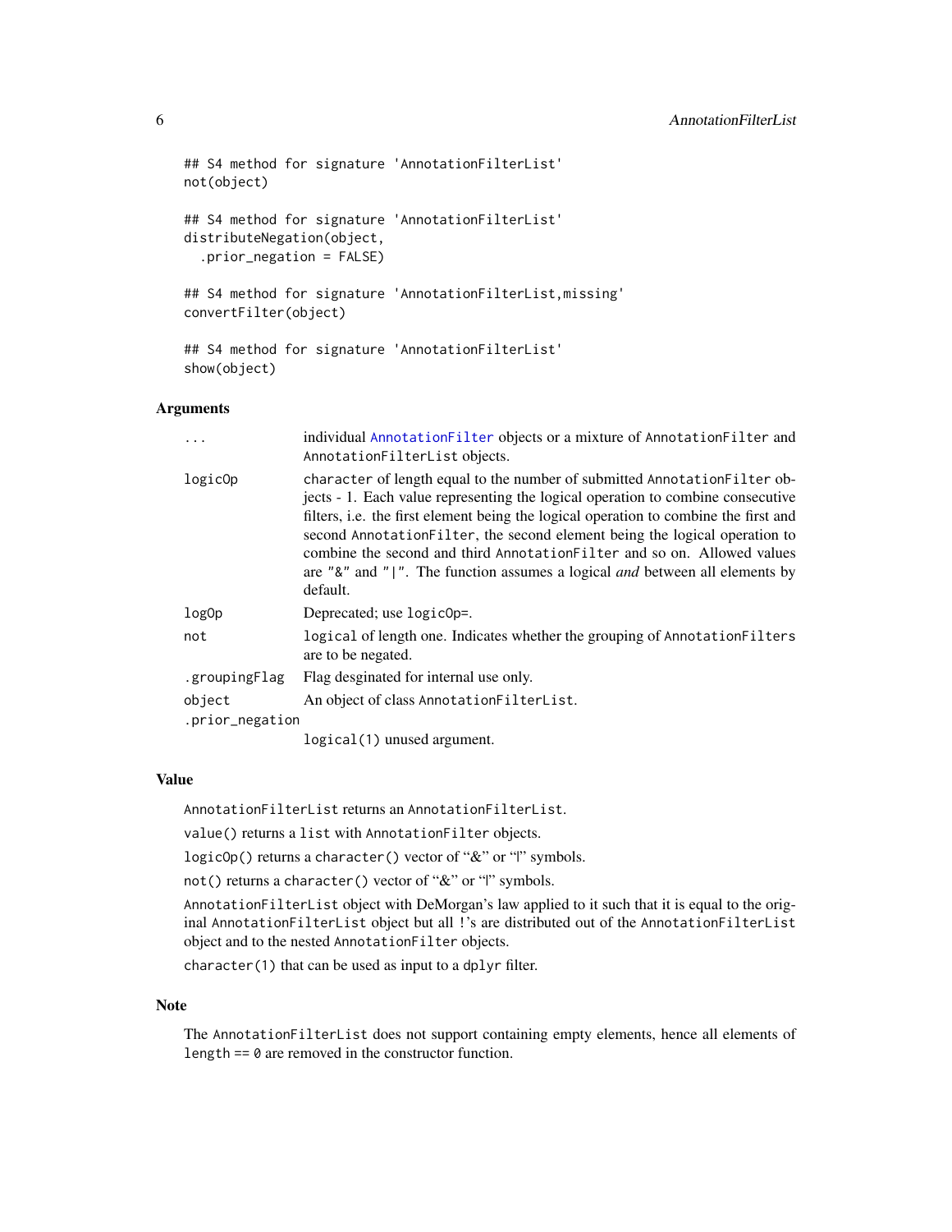```
## S4 method for signature 'AnnotationFilterList'
not(object)

## S4 method for signature 'AnnotationFilterList'
distributeNegation(object,
  .prior_negation = FALSE)

## S4 method for signature 'AnnotationFilterList,missing'
convertFilter(object)

## S4 method for signature 'AnnotationFilterList'
show(object)
```

### Arguments

| | |
|---|---|
| ... | individual AnnotationFilter objects or a mixture of AnnotationFilter and AnnotationFilterList objects. |
| logicOp | character of length equal to the number of submitted AnnotationFilter objects - 1. Each value representing the logical operation to combine consecutive filters, i.e. the first element being the logical operation to combine the first and second AnnotationFilter, the second element being the logical operation to combine the second and third AnnotationFilter and so on. Allowed values are "&" and "\|". The function assumes a logical *and* between all elements by default. |
| logOp | Deprecated; use logicOp=. |
| not | logical of length one. Indicates whether the grouping of AnnotationFilters are to be negated. |
| .groupingFlag | Flag desginated for internal use only. |
| object | An object of class AnnotationFilterList. |
| .prior_negation | logical(1) unused argument. |

### Value

AnnotationFilterList returns an AnnotationFilterList.

value() returns a list with AnnotationFilter objects.

logicOp() returns a character() vector of "&" or "|" symbols.

not() returns a character() vector of "&" or "|" symbols.

AnnotationFilterList object with DeMorgan's law applied to it such that it is equal to the original AnnotationFilterList object but all !'s are distributed out of the AnnotationFilterList object and to the nested AnnotationFilter objects.

character(1) that can be used as input to a dplyr filter.

### Note

The AnnotationFilterList does not support containing empty elements, hence all elements of length == 0 are removed in the constructor function.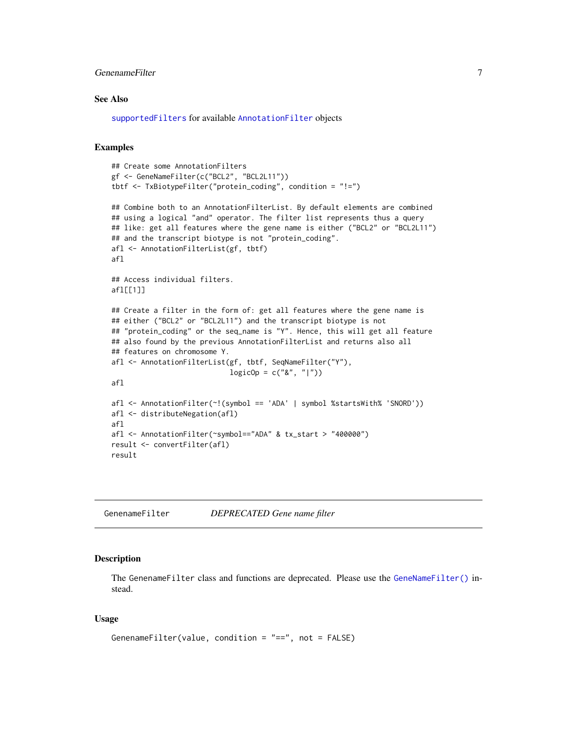### See Also

supportedFilters for available AnnotationFilter objects

### Examples

```
## Create some AnnotationFilters
gf <- GeneNameFilter(c("BCL2", "BCL2L11"))
tbtf <- TxBiotypeFilter("protein_coding", condition = "!=")

## Combine both to an AnnotationFilterList. By default elements are combined
## using a logical "and" operator. The filter list represents thus a query
## like: get all features where the gene name is either ("BCL2" or "BCL2L11")
## and the transcript biotype is not "protein_coding".
afl <- AnnotationFilterList(gf, tbtf)
afl

## Access individual filters.
afl[[1]]

## Create a filter in the form of: get all features where the gene name is
## either ("BCL2" or "BCL2L11") and the transcript biotype is not
## "protein_coding" or the seq_name is "Y". Hence, this will get all feature
## also found by the previous AnnotationFilterList and returns also all
## features on chromosome Y.
afl <- AnnotationFilterList(gf, tbtf, SeqNameFilter("Y"),
                            logicOp = c("&", "|"))
afl

afl <- AnnotationFilter(~!(symbol == 'ADA' | symbol %startsWith% 'SNORD'))
afl <- distributeNegation(afl)
afl
afl <- AnnotationFilter(~symbol=="ADA" & tx_start > "400000")
result <- convertFilter(afl)
result
```

---

## GenenameFilter *DEPRECATED Gene name filter*

### Description

The GenenameFilter class and functions are deprecated. Please use the GeneNameFilter() instead.

### Usage

```
GenenameFilter(value, condition = "==", not = FALSE)
```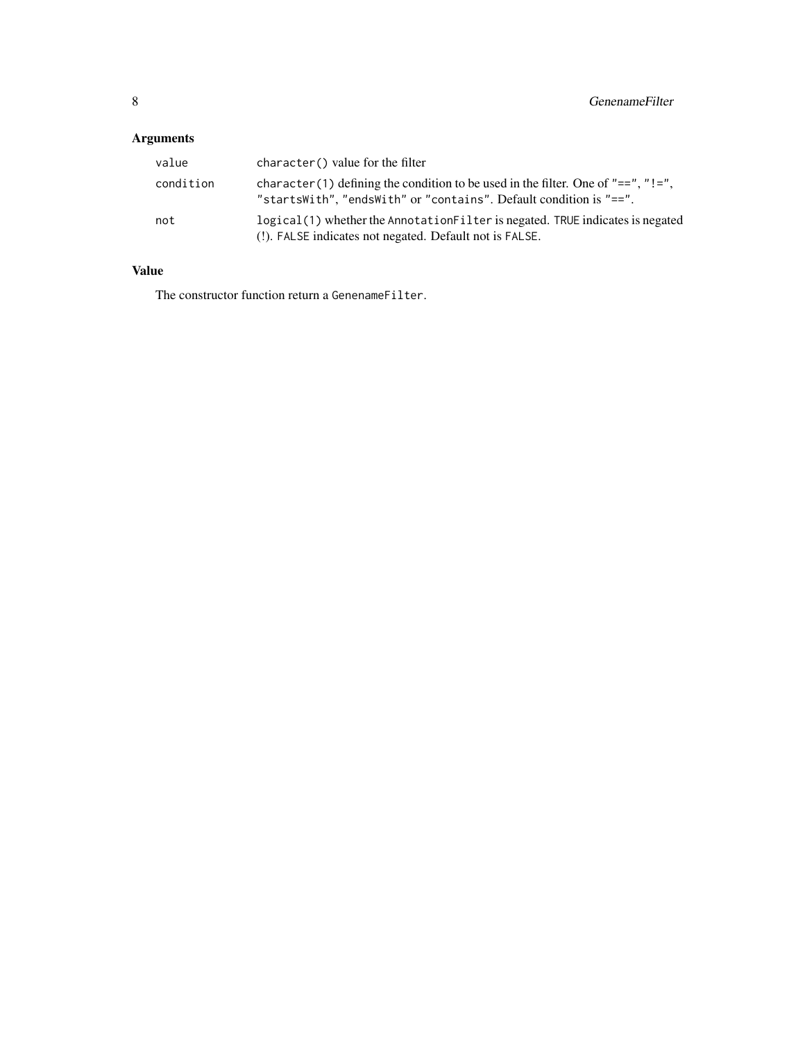## Arguments

| | |
|---|---|
| `value` | `character()` value for the filter |
| `condition` | `character(1)` defining the condition to be used in the filter. One of `"=="`, `"!="`, `"startsWith"`, `"endsWith"` or `"contains"`. Default condition is `"=="`. |
| `not` | `logical(1)` whether the `AnnotationFilter` is negated. `TRUE` indicates is negated (!). `FALSE` indicates not negated. Default not is `FALSE`. |

## Value

The constructor function return a `GenenameFilter`.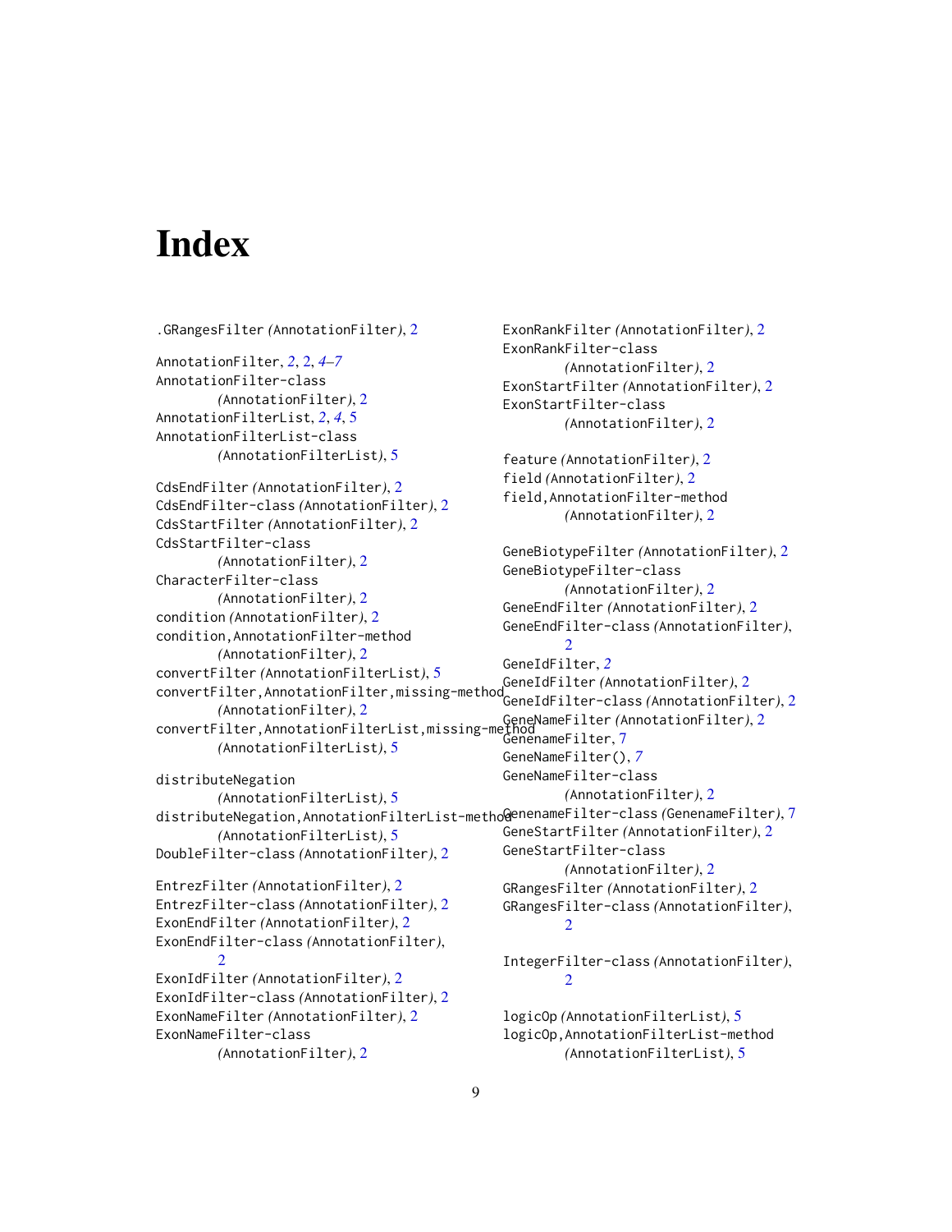# Index

.GRangesFilter *(AnnotationFilter)*, 2

AnnotationFilter, *2*, 2, *4–7*
AnnotationFilter-class *(AnnotationFilter)*, 2
AnnotationFilterList, *2*, *4*, 5
AnnotationFilterList-class *(AnnotationFilterList)*, 5

CdsEndFilter *(AnnotationFilter)*, 2
CdsEndFilter-class *(AnnotationFilter)*, 2
CdsStartFilter *(AnnotationFilter)*, 2
CdsStartFilter-class *(AnnotationFilter)*, 2
CharacterFilter-class *(AnnotationFilter)*, 2
condition *(AnnotationFilter)*, 2
condition,AnnotationFilter-method *(AnnotationFilter)*, 2
convertFilter *(AnnotationFilterList)*, 5
convertFilter,AnnotationFilter,missing-method *(AnnotationFilter)*, 2
convertFilter,AnnotationFilterList,missing-method *(AnnotationFilterList)*, 5

distributeNegation *(AnnotationFilterList)*, 5
distributeNegation,AnnotationFilterList-method *(AnnotationFilterList)*, 5
DoubleFilter-class *(AnnotationFilter)*, 2

EntrezFilter *(AnnotationFilter)*, 2
EntrezFilter-class *(AnnotationFilter)*, 2
ExonEndFilter *(AnnotationFilter)*, 2
ExonEndFilter-class *(AnnotationFilter)*, 2
ExonIdFilter *(AnnotationFilter)*, 2
ExonIdFilter-class *(AnnotationFilter)*, 2
ExonNameFilter *(AnnotationFilter)*, 2
ExonNameFilter-class *(AnnotationFilter)*, 2
ExonRankFilter *(AnnotationFilter)*, 2
ExonRankFilter-class *(AnnotationFilter)*, 2
ExonStartFilter *(AnnotationFilter)*, 2
ExonStartFilter-class *(AnnotationFilter)*, 2

feature *(AnnotationFilter)*, 2
field *(AnnotationFilter)*, 2
field,AnnotationFilter-method *(AnnotationFilter)*, 2

GeneBiotypeFilter *(AnnotationFilter)*, 2
GeneBiotypeFilter-class *(AnnotationFilter)*, 2
GeneEndFilter *(AnnotationFilter)*, 2
GeneEndFilter-class *(AnnotationFilter)*, 2
GeneIdFilter, *2*
GeneIdFilter *(AnnotationFilter)*, 2
GeneIdFilter-class *(AnnotationFilter)*, 2
GeneNameFilter *(AnnotationFilter)*, 2
GenenameFilter, 7
GeneNameFilter(), *7*
GeneNameFilter-class *(AnnotationFilter)*, 2
GenenameFilter-class *(GenenameFilter)*, 7
GeneStartFilter *(AnnotationFilter)*, 2
GeneStartFilter-class *(AnnotationFilter)*, 2
GRangesFilter *(AnnotationFilter)*, 2
GRangesFilter-class *(AnnotationFilter)*, 2

IntegerFilter-class *(AnnotationFilter)*, 2

logicOp *(AnnotationFilterList)*, 5
logicOp,AnnotationFilterList-method *(AnnotationFilterList)*, 5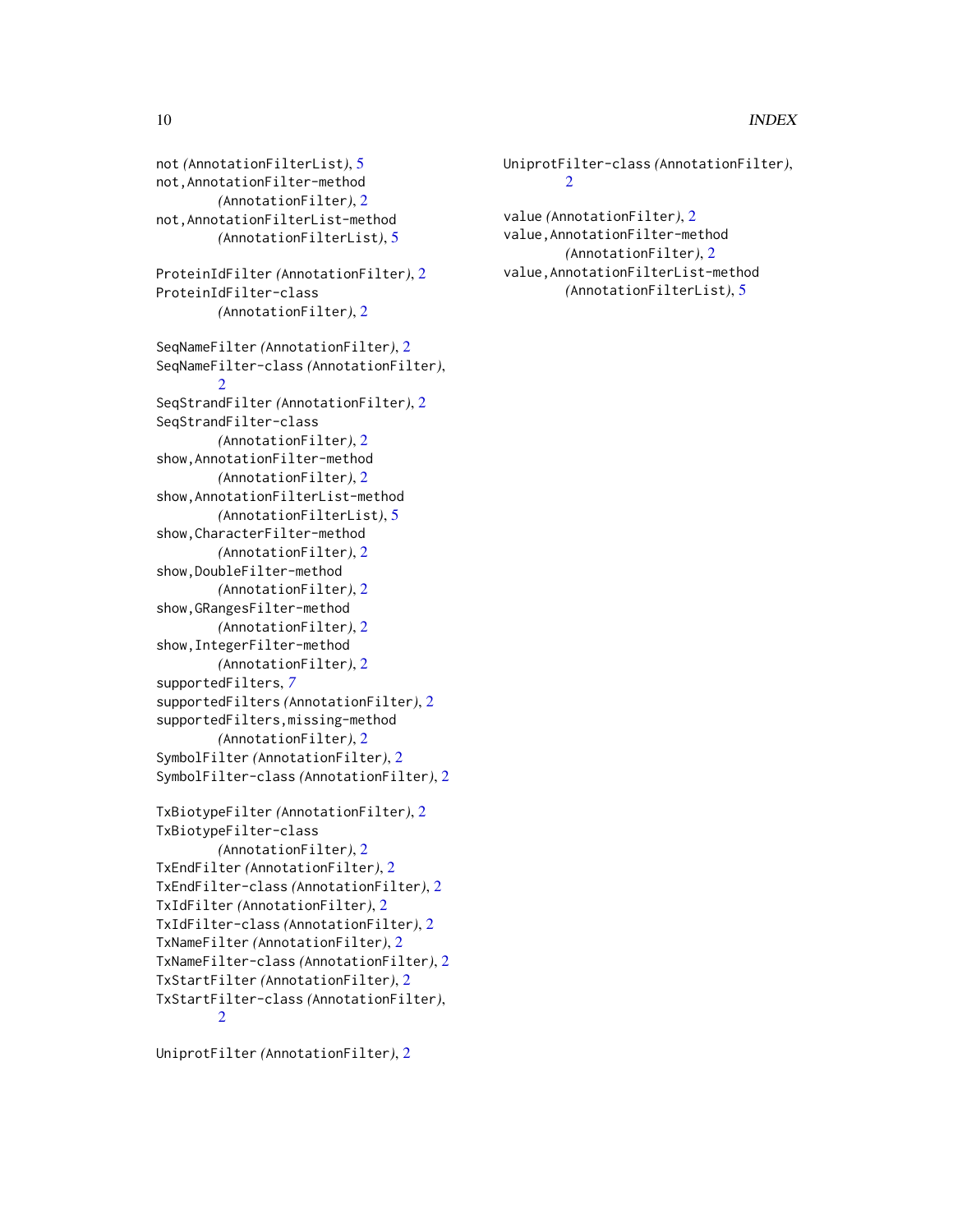not *(AnnotationFilterList)*, 5
not,AnnotationFilter-method *(AnnotationFilter)*, 2
not,AnnotationFilterList-method *(AnnotationFilterList)*, 5

ProteinIdFilter *(AnnotationFilter)*, 2
ProteinIdFilter-class *(AnnotationFilter)*, 2

SeqNameFilter *(AnnotationFilter)*, 2
SeqNameFilter-class *(AnnotationFilter)*, 2
SeqStrandFilter *(AnnotationFilter)*, 2
SeqStrandFilter-class *(AnnotationFilter)*, 2
show,AnnotationFilter-method *(AnnotationFilter)*, 2
show,AnnotationFilterList-method *(AnnotationFilterList)*, 5
show,CharacterFilter-method *(AnnotationFilter)*, 2
show,DoubleFilter-method *(AnnotationFilter)*, 2
show,GRangesFilter-method *(AnnotationFilter)*, 2
show,IntegerFilter-method *(AnnotationFilter)*, 2
supportedFilters, 7
supportedFilters *(AnnotationFilter)*, 2
supportedFilters,missing-method *(AnnotationFilter)*, 2
SymbolFilter *(AnnotationFilter)*, 2
SymbolFilter-class *(AnnotationFilter)*, 2

TxBiotypeFilter *(AnnotationFilter)*, 2
TxBiotypeFilter-class *(AnnotationFilter)*, 2
TxEndFilter *(AnnotationFilter)*, 2
TxEndFilter-class *(AnnotationFilter)*, 2
TxIdFilter *(AnnotationFilter)*, 2
TxIdFilter-class *(AnnotationFilter)*, 2
TxNameFilter *(AnnotationFilter)*, 2
TxNameFilter-class *(AnnotationFilter)*, 2
TxStartFilter *(AnnotationFilter)*, 2
TxStartFilter-class *(AnnotationFilter)*, 2

UniprotFilter *(AnnotationFilter)*, 2
UniprotFilter-class *(AnnotationFilter)*, 2

value *(AnnotationFilter)*, 2
value,AnnotationFilter-method *(AnnotationFilter)*, 2
value,AnnotationFilterList-method *(AnnotationFilterList)*, 5